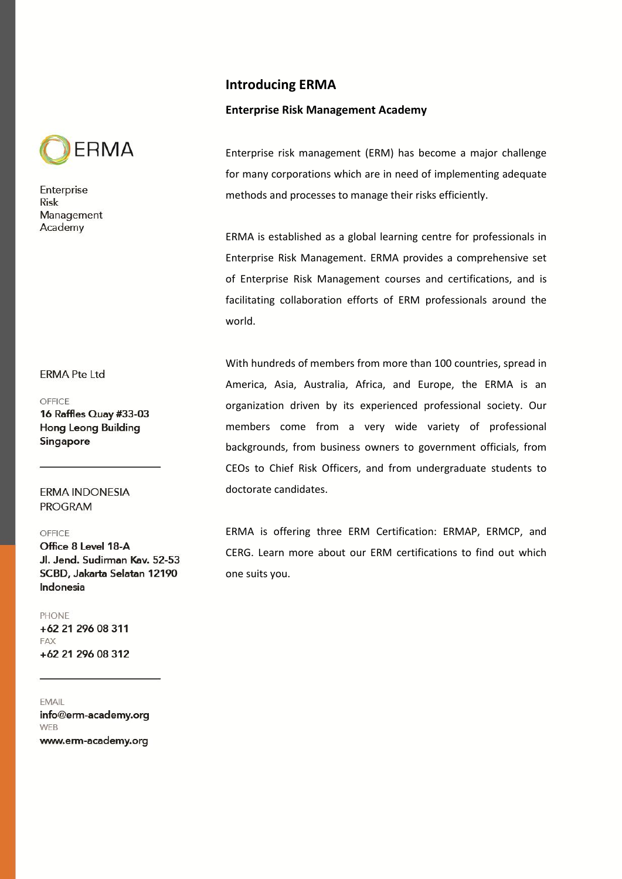ERMA

Enterprise
Risk
Management
Academy

ERMA Pte Ltd

OFFICE
**16 Raffles Quay #33-03**
**Hong Leong Building**
**Singapore**

ERMA INDONESIA PROGRAM

OFFICE
**Office 8 Level 18-A**
**Jl. Jend. Sudirman Kav. 52-53**
**SCBD, Jakarta Selatan 12190**
**Indonesia**

PHONE
**+62 21 296 08 311**
FAX
**+62 21 296 08 312**

EMAIL
**info@erm-academy.org**
WEB
**www.erm-academy.org**

## Introducing ERMA

### Enterprise Risk Management Academy

Enterprise risk management (ERM) has become a major challenge for many corporations which are in need of implementing adequate methods and processes to manage their risks efficiently.

ERMA is established as a global learning centre for professionals in Enterprise Risk Management. ERMA provides a comprehensive set of Enterprise Risk Management courses and certifications, and is facilitating collaboration efforts of ERM professionals around the world.

With hundreds of members from more than 100 countries, spread in America, Asia, Australia, Africa, and Europe, the ERMA is an organization driven by its experienced professional society. Our members come from a very wide variety of professional backgrounds, from business owners to government officials, from CEOs to Chief Risk Officers, and from undergraduate students to doctorate candidates.

ERMA is offering three ERM Certification: ERMAP, ERMCP, and CERG. Learn more about our ERM certifications to find out which one suits you.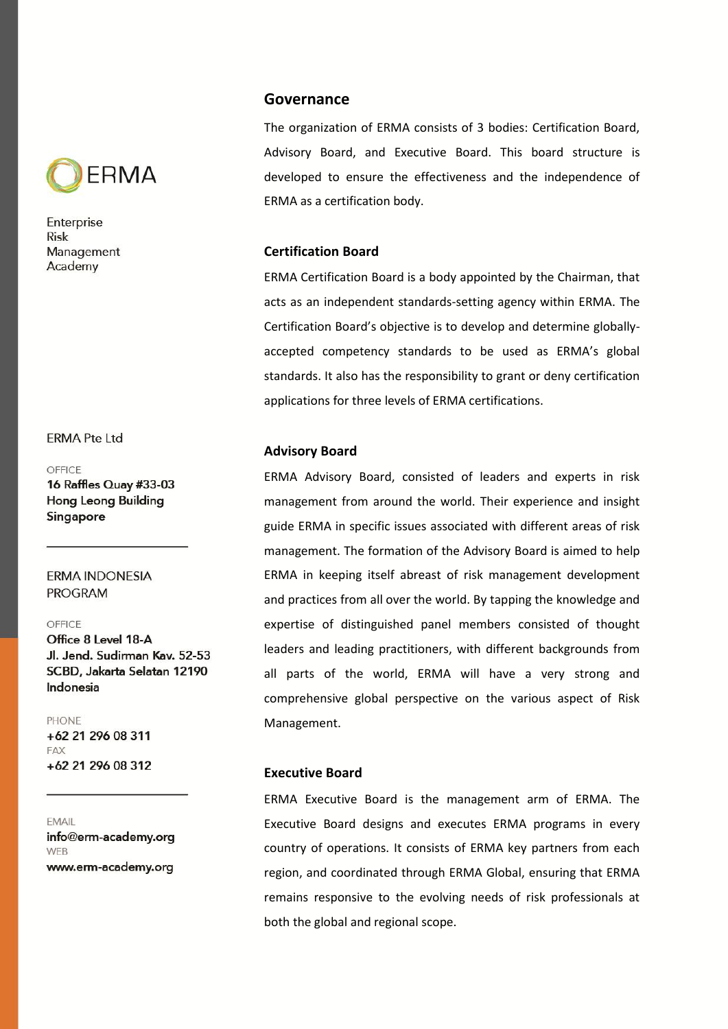ERMA

Enterprise
Risk
Management
Academy

ERMA Pte Ltd

OFFICE
**16 Raffles Quay #33-03**
**Hong Leong Building**
**Singapore**

ERMA INDONESIA PROGRAM

OFFICE
**Office 8 Level 18-A**
**Jl. Jend. Sudirman Kav. 52-53**
**SCBD, Jakarta Selatan 12190**
**Indonesia**

PHONE
**+62 21 296 08 311**
FAX
**+62 21 296 08 312**

EMAIL
**info@erm-academy.org**
WEB
**www.erm-academy.org**

## Governance

The organization of ERMA consists of 3 bodies: Certification Board, Advisory Board, and Executive Board. This board structure is developed to ensure the effectiveness and the independence of ERMA as a certification body.

### Certification Board

ERMA Certification Board is a body appointed by the Chairman, that acts as an independent standards-setting agency within ERMA. The Certification Board's objective is to develop and determine globally-accepted competency standards to be used as ERMA's global standards. It also has the responsibility to grant or deny certification applications for three levels of ERMA certifications.

### Advisory Board

ERMA Advisory Board, consisted of leaders and experts in risk management from around the world. Their experience and insight guide ERMA in specific issues associated with different areas of risk management. The formation of the Advisory Board is aimed to help ERMA in keeping itself abreast of risk management development and practices from all over the world. By tapping the knowledge and expertise of distinguished panel members consisted of thought leaders and leading practitioners, with different backgrounds from all parts of the world, ERMA will have a very strong and comprehensive global perspective on the various aspect of Risk Management.

### Executive Board

ERMA Executive Board is the management arm of ERMA. The Executive Board designs and executes ERMA programs in every country of operations. It consists of ERMA key partners from each region, and coordinated through ERMA Global, ensuring that ERMA remains responsive to the evolving needs of risk professionals at both the global and regional scope.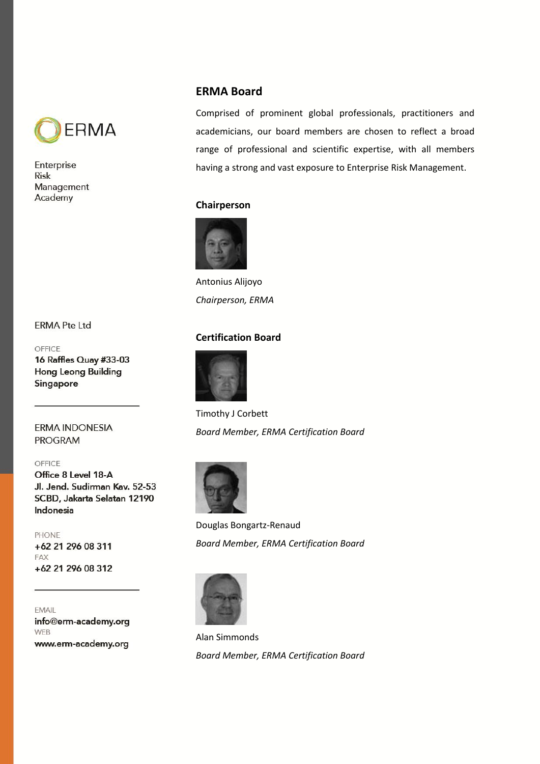ERMA

Enterprise
Risk
Management
Academy

ERMA Pte Ltd

OFFICE
**16 Raffles Quay #33-03**
**Hong Leong Building**
**Singapore**

ERMA INDONESIA PROGRAM

OFFICE
**Office 8 Level 18-A**
**Jl. Jend. Sudirman Kav. 52-53**
**SCBD, Jakarta Selatan 12190**
**Indonesia**

PHONE
**+62 21 296 08 311**
FAX
**+62 21 296 08 312**

EMAIL
**info@erm-academy.org**
WEB
**www.erm-academy.org**

## ERMA Board

Comprised of prominent global professionals, practitioners and academicians, our board members are chosen to reflect a broad range of professional and scientific expertise, with all members having a strong and vast exposure to Enterprise Risk Management.

### Chairperson

Antonius Alijoyo
*Chairperson, ERMA*

### Certification Board

Timothy J Corbett
*Board Member, ERMA Certification Board*

Douglas Bongartz-Renaud
*Board Member, ERMA Certification Board*

Alan Simmonds
*Board Member, ERMA Certification Board*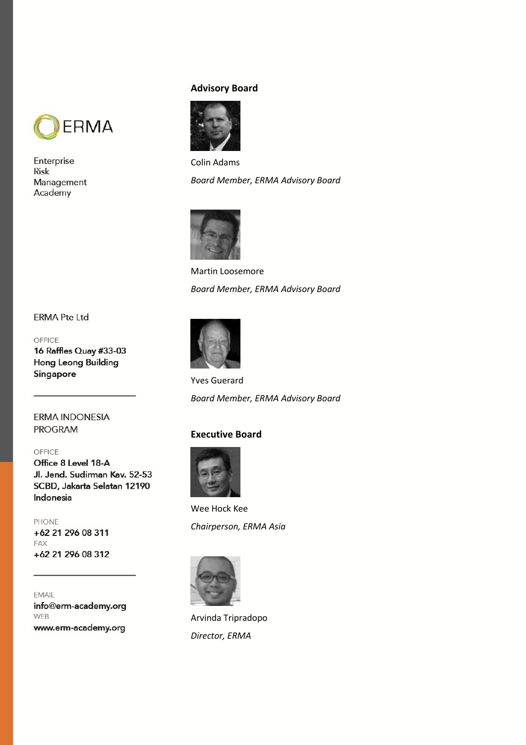ERMA

Enterprise
Risk
Management
Academy

ERMA Pte Ltd

OFFICE
**16 Raffles Quay #33-03**
**Hong Leong Building**
**Singapore**

---

ERMA INDONESIA
PROGRAM

OFFICE
**Office 8 Level 18-A**
**Jl. Jend. Sudirman Kav. 52-53**
**SCBD, Jakarta Selatan 12190**
**Indonesia**

PHONE
**+62 21 296 08 311**
FAX
**+62 21 296 08 312**

---

EMAIL
**info@erm-academy.org**
WEB
**www.erm-academy.org**

## Advisory Board

Colin Adams

*Board Member, ERMA Advisory Board*

Martin Loosemore

*Board Member, ERMA Advisory Board*

Yves Guerard

*Board Member, ERMA Advisory Board*

## Executive Board

Wee Hock Kee

*Chairperson, ERMA Asia*

Arvinda Tripradopo

*Director, ERMA*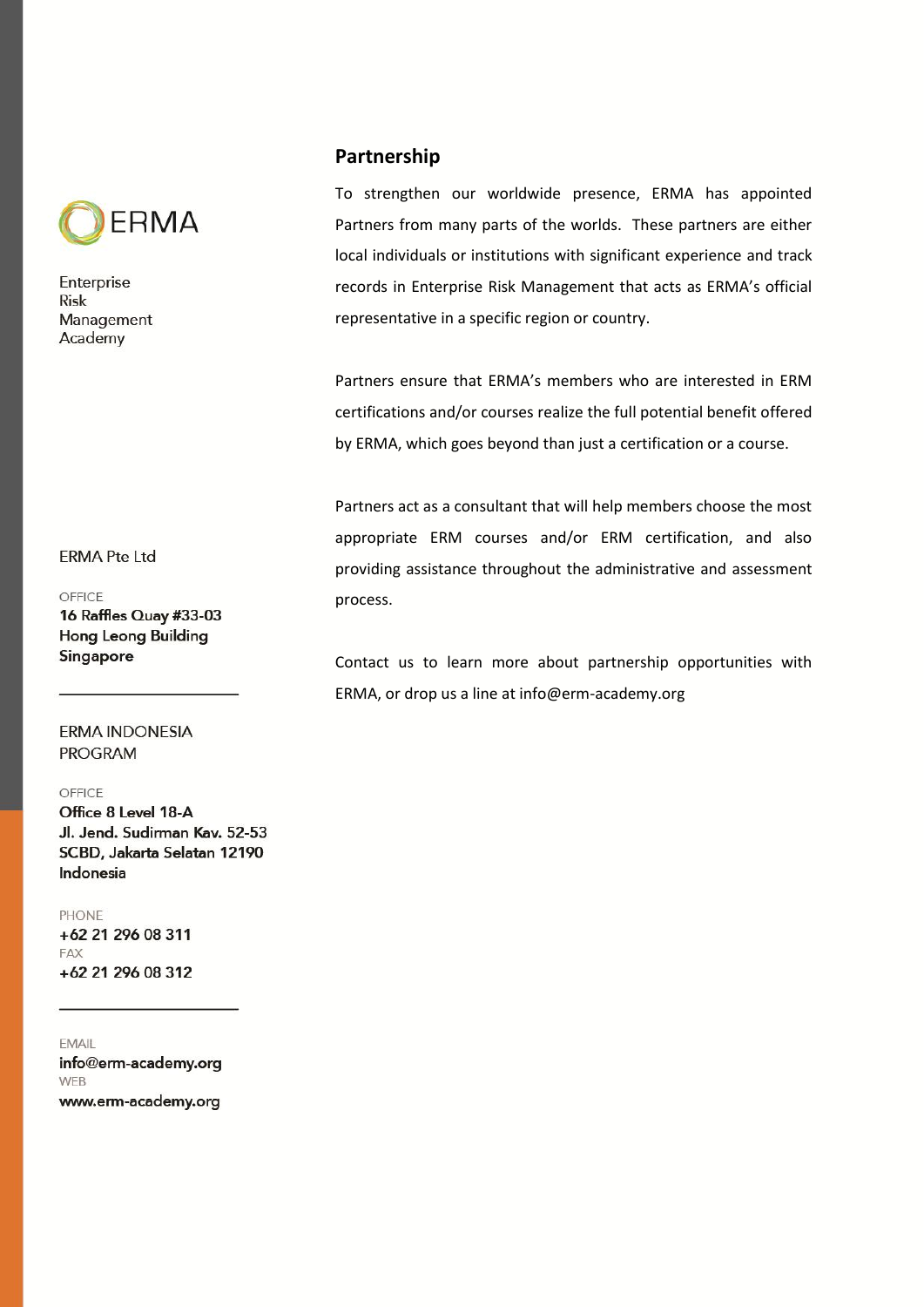ERMA

Enterprise
Risk
Management
Academy

ERMA Pte Ltd

OFFICE
**16 Raffles Quay #33-03**
**Hong Leong Building**
**Singapore**

---

ERMA INDONESIA
PROGRAM

OFFICE
**Office 8 Level 18-A**
**Jl. Jend. Sudirman Kav. 52-53**
**SCBD, Jakarta Selatan 12190**
**Indonesia**

PHONE
**+62 21 296 08 311**
FAX
**+62 21 296 08 312**

---

EMAIL
**info@erm-academy.org**
WEB
**www.erm-academy.org**

## Partnership

To strengthen our worldwide presence, ERMA has appointed Partners from many parts of the worlds. These partners are either local individuals or institutions with significant experience and track records in Enterprise Risk Management that acts as ERMA's official representative in a specific region or country.

Partners ensure that ERMA's members who are interested in ERM certifications and/or courses realize the full potential benefit offered by ERMA, which goes beyond than just a certification or a course.

Partners act as a consultant that will help members choose the most appropriate ERM courses and/or ERM certification, and also providing assistance throughout the administrative and assessment process.

Contact us to learn more about partnership opportunities with ERMA, or drop us a line at info@erm-academy.org